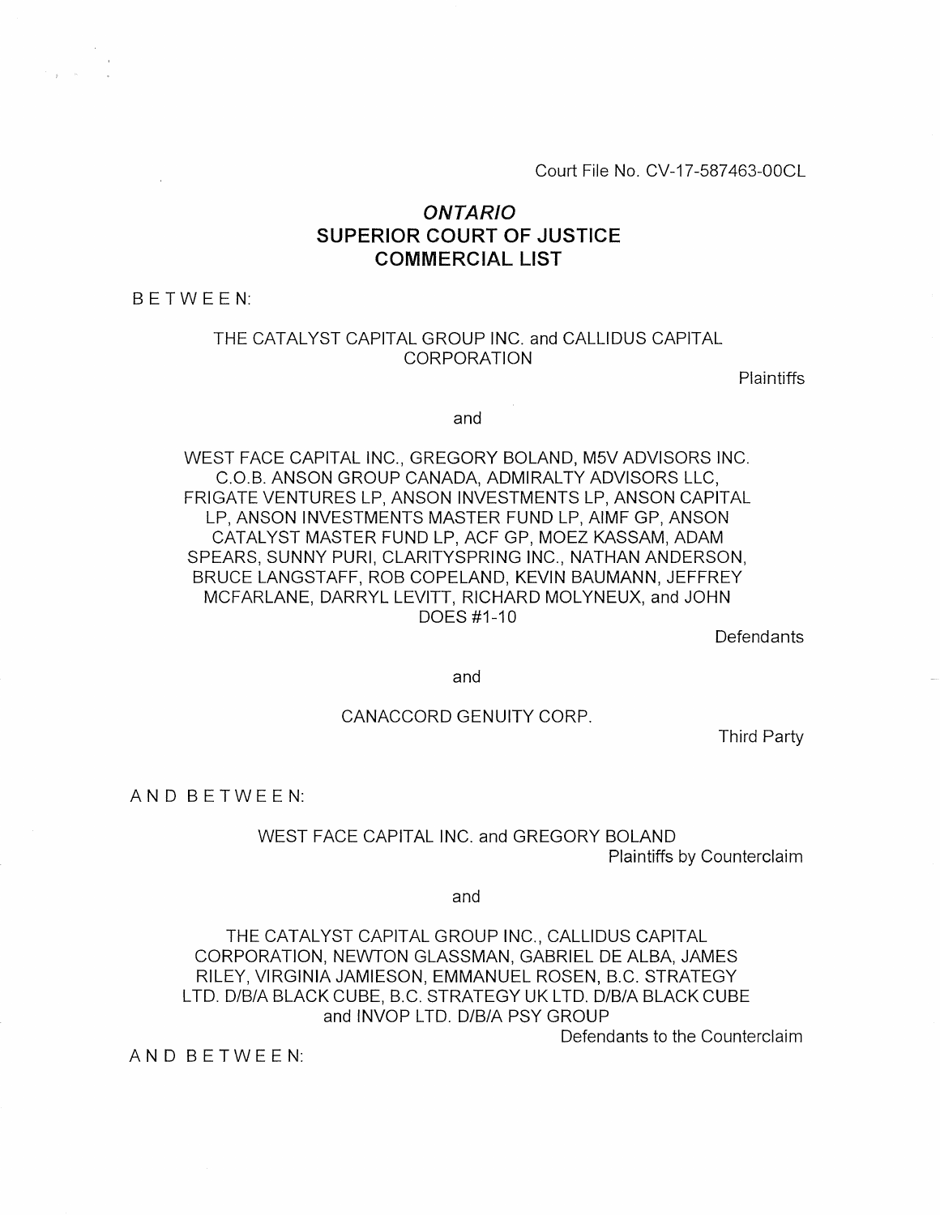Court File No. CV-17-587463-00CL

# *ONTARIO*
# SUPERIOR COURT OF JUSTICE
# COMMERCIAL LIST

B E T W E E N:

THE CATALYST CAPITAL GROUP INC. and CALLIDUS CAPITAL CORPORATION

Plaintiffs

and

WEST FACE CAPITAL INC., GREGORY BOLAND, M5V ADVISORS INC. C.O.B. ANSON GROUP CANADA, ADMIRALTY ADVISORS LLC, FRIGATE VENTURES LP, ANSON INVESTMENTS LP, ANSON CAPITAL LP, ANSON INVESTMENTS MASTER FUND LP, AIMF GP, ANSON CATALYST MASTER FUND LP, ACF GP, MOEZ KASSAM, ADAM SPEARS, SUNNY PURI, CLARITYSPRING INC., NATHAN ANDERSON, BRUCE LANGSTAFF, ROB COPELAND, KEVIN BAUMANN, JEFFREY MCFARLANE, DARRYL LEVITT, RICHARD MOLYNEUX, and JOHN DOES #1-10

Defendants

and

CANACCORD GENUITY CORP.

Third Party

A N D B E T W E E N:

WEST FACE CAPITAL INC. and GREGORY BOLAND

Plaintiffs by Counterclaim

and

THE CATALYST CAPITAL GROUP INC., CALLIDUS CAPITAL CORPORATION, NEWTON GLASSMAN, GABRIEL DE ALBA, JAMES RILEY, VIRGINIA JAMIESON, EMMANUEL ROSEN, B.C. STRATEGY LTD. D/B/A BLACK CUBE, B.C. STRATEGY UK LTD. D/B/A BLACK CUBE and INVOP LTD. D/B/A PSY GROUP

Defendants to the Counterclaim

A N D B E T W E E N: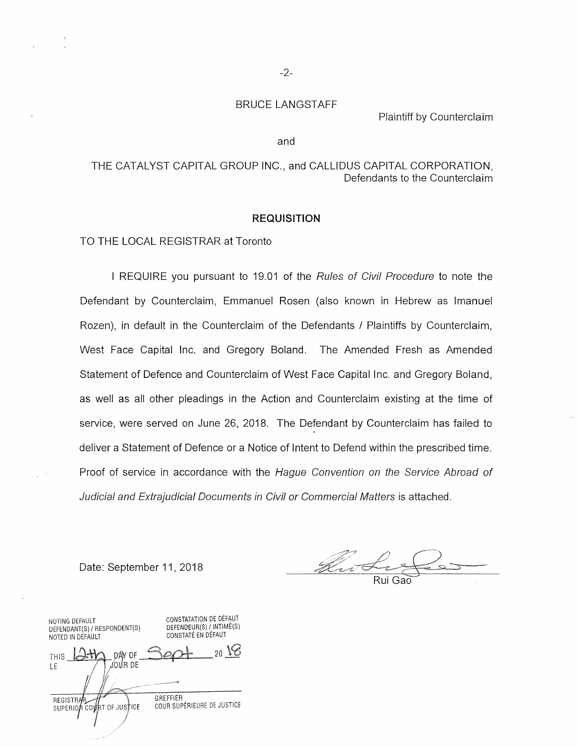BRUCE LANGSTAFF

Plaintiff by Counterclaim

and

THE CATALYST CAPITAL GROUP INC., and CALLIDUS CAPITAL CORPORATION,
Defendants to the Counterclaim

## REQUISITION

TO THE LOCAL REGISTRAR at Toronto

I REQUIRE you pursuant to 19.01 of the *Rules of Civil Procedure* to note the Defendant by Counterclaim, Emmanuel Rosen (also known in Hebrew as Imanuel Rozen), in default in the Counterclaim of the Defendants / Plaintiffs by Counterclaim, West Face Capital Inc. and Gregory Boland. The Amended Fresh as Amended Statement of Defence and Counterclaim of West Face Capital Inc. and Gregory Boland, as well as all other pleadings in the Action and Counterclaim existing at the time of service, were served on June 26, 2018. The Defendant by Counterclaim has failed to deliver a Statement of Defence or a Notice of Intent to Defend within the prescribed time. Proof of service in accordance with the *Hague Convention on the Service Abroad of Judicial and Extrajudicial Documents in Civil or Commercial Matters* is attached.

Date: September 11, 2018

Rui Gao

NOTING DEFAULT
DEFENDANT(S) / RESPONDENT(S)
NOTED IN DEFAULT

CONSTATATION DE DÉFAUT
DEFENDEUR(S) / INTIMÉ(S)
CONSTATÉ EN DÉFAUT

THIS / LE 12th DAY OF / JOUR DE Sept 20 18

REGISTRAR
SUPERIOR COURT OF JUSTICE

GREFFIER
COUR SUPÉRIEURE DE JUSTICE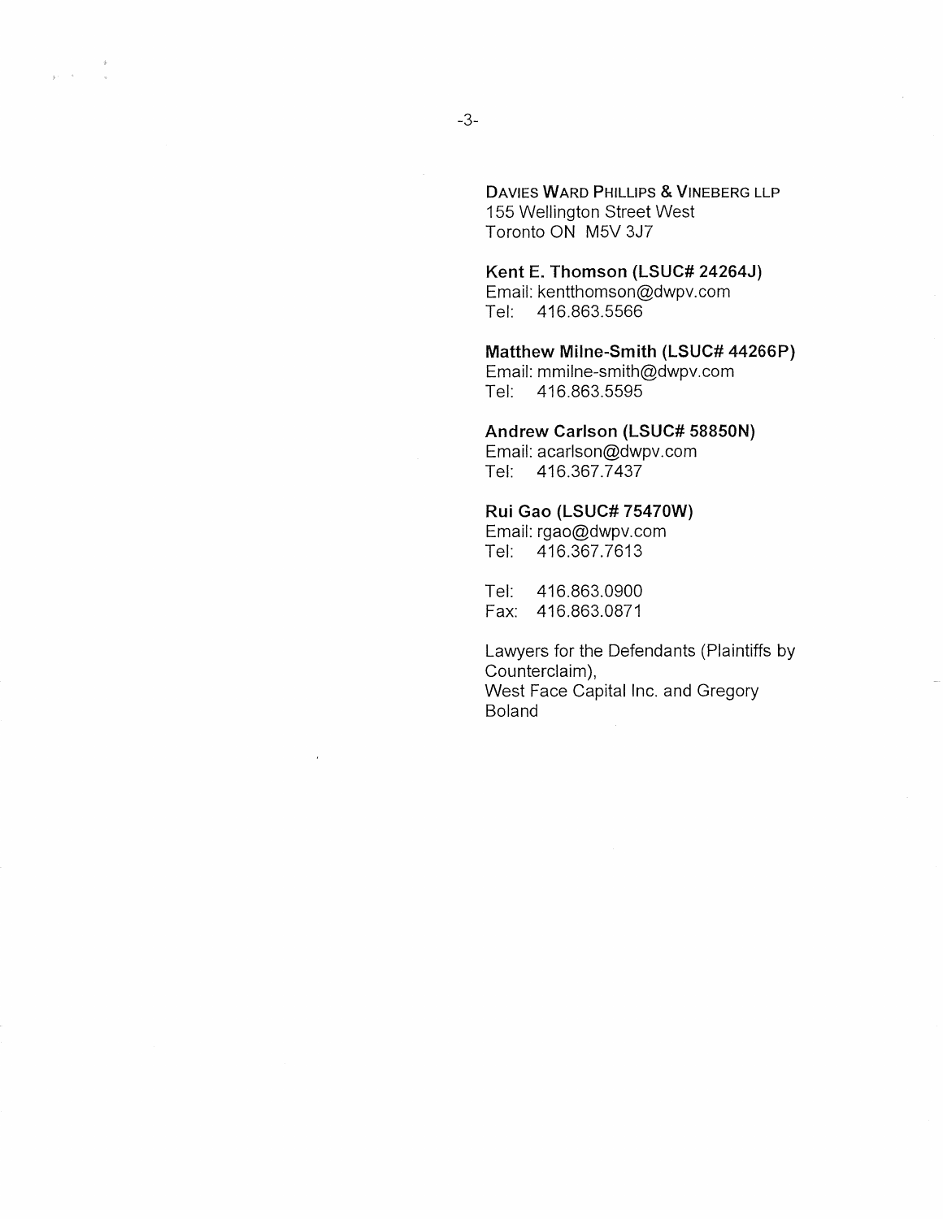DAVIES WARD PHILLIPS & VINEBERG LLP
155 Wellington Street West
Toronto ON M5V 3J7

**Kent E. Thomson (LSUC# 24264J)**
Email: kentthomson@dwpv.com
Tel: 416.863.5566

**Matthew Milne-Smith (LSUC# 44266P)**
Email: mmilne-smith@dwpv.com
Tel: 416.863.5595

**Andrew Carlson (LSUC# 58850N)**
Email: acarlson@dwpv.com
Tel: 416.367.7437

**Rui Gao (LSUC# 75470W)**
Email: rgao@dwpv.com
Tel: 416.367.7613

Tel: 416.863.0900
Fax: 416.863.0871

Lawyers for the Defendants (Plaintiffs by Counterclaim),
West Face Capital Inc. and Gregory Boland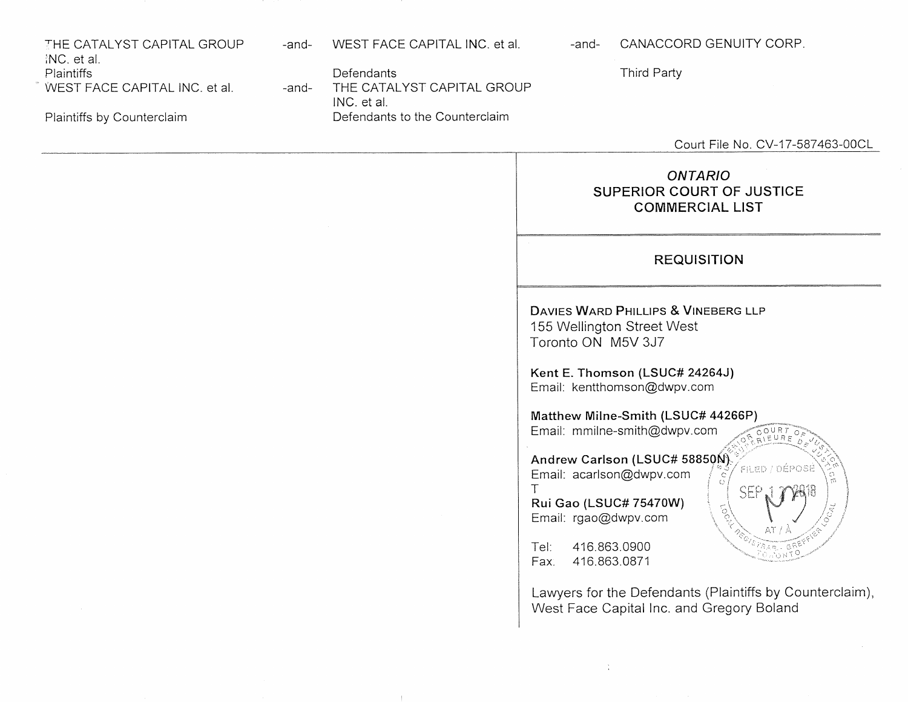THE CATALYST CAPITAL GROUP INC. et al.
Plaintiffs

-and-

WEST FACE CAPITAL INC. et al.
Defendants

-and-

CANACCORD GENUITY CORP.
Third Party

WEST FACE CAPITAL INC. et al.
Plaintiffs by Counterclaim

-and-

THE CATALYST CAPITAL GROUP INC. et al.
Defendants to the Counterclaim

Court File No. CV-17-587463-00CL

*ONTARIO*
**SUPERIOR COURT OF JUSTICE**
**COMMERCIAL LIST**

**REQUISITION**

**DAVIES WARD PHILLIPS & VINEBERG LLP**
155 Wellington Street West
Toronto ON M5V 3J7

**Kent E. Thomson (LSUC# 24264J)**
Email: kentthomson@dwpv.com

**Matthew Milne-Smith (LSUC# 44266P)**
Email: mmilne-smith@dwpv.com

**Andrew Carlson (LSUC# 58850N)**
Email: acarlson@dwpv.com

**Rui Gao (LSUC# 75470W)**
Email: rgao@dwpv.com

Tel: 416.863.0900
Fax. 416.863.0871

Lawyers for the Defendants (Plaintiffs by Counterclaim), West Face Capital Inc. and Gregory Boland

SUPERIOR COURT OF JUSTICE
FILED / DÉPOSÉ
SEP 1 2018
AT / À
LOCAL REGISTRAR - GREFFIER LOCAL
TORONTO